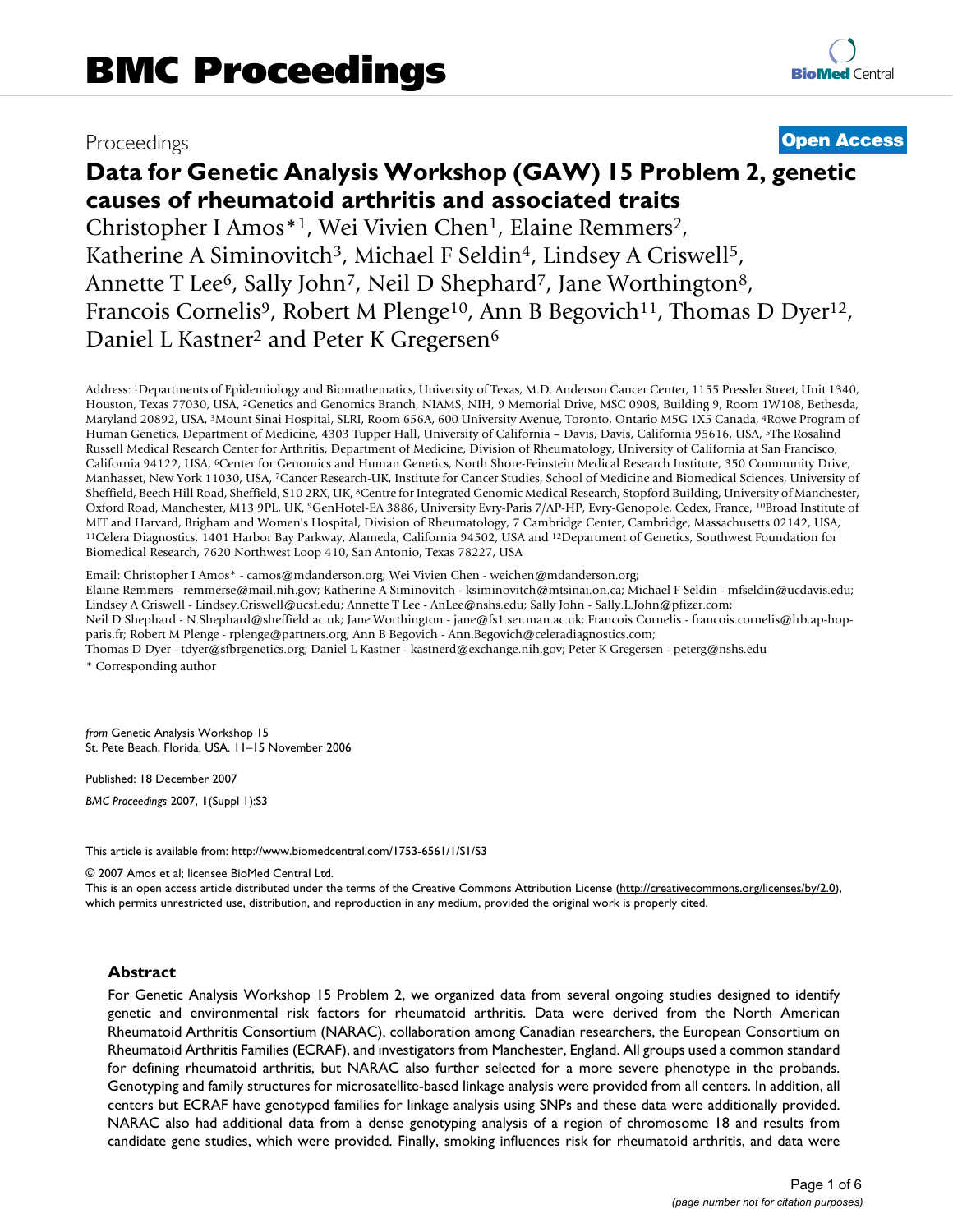# BMC Proceedings

Proceedings **Open Access**

# Data for Genetic Analysis Workshop (GAW) 15 Problem 2, genetic causes of rheumatoid arthritis and associated traits

Christopher I Amos*[1], Wei Vivien Chen[1], Elaine Remmers[2], Katherine A Siminovitch[3], Michael F Seldin[4], Lindsey A Criswell[5], Annette T Lee[6], Sally John[7], Neil D Shephard[7], Jane Worthington[8], Francois Cornelis[9], Robert M Plenge[10], Ann B Begovich[11], Thomas D Dyer[12], Daniel L Kastner[2] and Peter K Gregersen[6]

Address: [1]Departments of Epidemiology and Biomathematics, University of Texas, M.D. Anderson Cancer Center, 1155 Pressler Street, Unit 1340, Houston, Texas 77030, USA, [2]Genetics and Genomics Branch, NIAMS, NIH, 9 Memorial Drive, MSC 0908, Building 9, Room 1W108, Bethesda, Maryland 20892, USA, [3]Mount Sinai Hospital, SLRI, Room 656A, 600 University Avenue, Toronto, Ontario M5G 1X5 Canada, [4]Rowe Program of Human Genetics, Department of Medicine, 4303 Tupper Hall, University of California – Davis, Davis, California 95616, USA, [5]The Rosalind Russell Medical Research Center for Arthritis, Department of Medicine, Division of Rheumatology, University of California at San Francisco, California 94122, USA, [6]Center for Genomics and Human Genetics, North Shore-Feinstein Medical Research Institute, 350 Community Drive, Manhasset, New York 11030, USA, [7]Cancer Research-UK, Institute for Cancer Studies, School of Medicine and Biomedical Sciences, University of Sheffield, Beech Hill Road, Sheffield, S10 2RX, UK, [8]Centre for Integrated Genomic Medical Research, Stopford Building, University of Manchester, Oxford Road, Manchester, M13 9PL, UK, [9]GenHotel-EA 3886, University Evry-Paris 7/AP-HP, Evry-Genopole, Cedex, France, [10]Broad Institute of MIT and Harvard, Brigham and Women's Hospital, Division of Rheumatology, 7 Cambridge Center, Cambridge, Massachusetts 02142, USA, [11]Celera Diagnostics, 1401 Harbor Bay Parkway, Alameda, California 94502, USA and [12]Department of Genetics, Southwest Foundation for Biomedical Research, 7620 Northwest Loop 410, San Antonio, Texas 78227, USA

Email: Christopher I Amos* - camos@mdanderson.org; Wei Vivien Chen - weichen@mdanderson.org; Elaine Remmers - remmerse@mail.nih.gov; Katherine A Siminovitch - ksiminovitch@mtsinai.on.ca; Michael F Seldin - mfseldin@ucdavis.edu; Lindsey A Criswell - Lindsey.Criswell@ucsf.edu; Annette T Lee - AnLee@nshs.edu; Sally John - Sally.L.John@pfizer.com; Neil D Shephard - N.Shephard@sheffield.ac.uk; Jane Worthington - jane@fs1.ser.man.ac.uk; Francois Cornelis - francois.cornelis@lrb.ap-hop-paris.fr; Robert M Plenge - rplenge@partners.org; Ann B Begovich - Ann.Begovich@celeradiagnostics.com; Thomas D Dyer - tdyer@sfbrgenetics.org; Daniel L Kastner - kastnerd@exchange.nih.gov; Peter K Gregersen - peterg@nshs.edu

* Corresponding author

*from* Genetic Analysis Workshop 15
St. Pete Beach, Florida, USA. 11–15 November 2006

Published: 18 December 2007

*BMC Proceedings* 2007, **1**(Suppl 1):S3

This article is available from: http://www.biomedcentral.com/1753-6561/1/S1/S3

© 2007 Amos et al; licensee BioMed Central Ltd.
This is an open access article distributed under the terms of the Creative Commons Attribution License (http://creativecommons.org/licenses/by/2.0), which permits unrestricted use, distribution, and reproduction in any medium, provided the original work is properly cited.

## Abstract

For Genetic Analysis Workshop 15 Problem 2, we organized data from several ongoing studies designed to identify genetic and environmental risk factors for rheumatoid arthritis. Data were derived from the North American Rheumatoid Arthritis Consortium (NARAC), collaboration among Canadian researchers, the European Consortium on Rheumatoid Arthritis Families (ECRAF), and investigators from Manchester, England. All groups used a common standard for defining rheumatoid arthritis, but NARAC also further selected for a more severe phenotype in the probands. Genotyping and family structures for microsatellite-based linkage analysis were provided from all centers. In addition, all centers but ECRAF have genotyped families for linkage analysis using SNPs and these data were additionally provided. NARAC also had additional data from a dense genotyping analysis of a region of chromosome 18 and results from candidate gene studies, which were provided. Finally, smoking influences risk for rheumatoid arthritis, and data were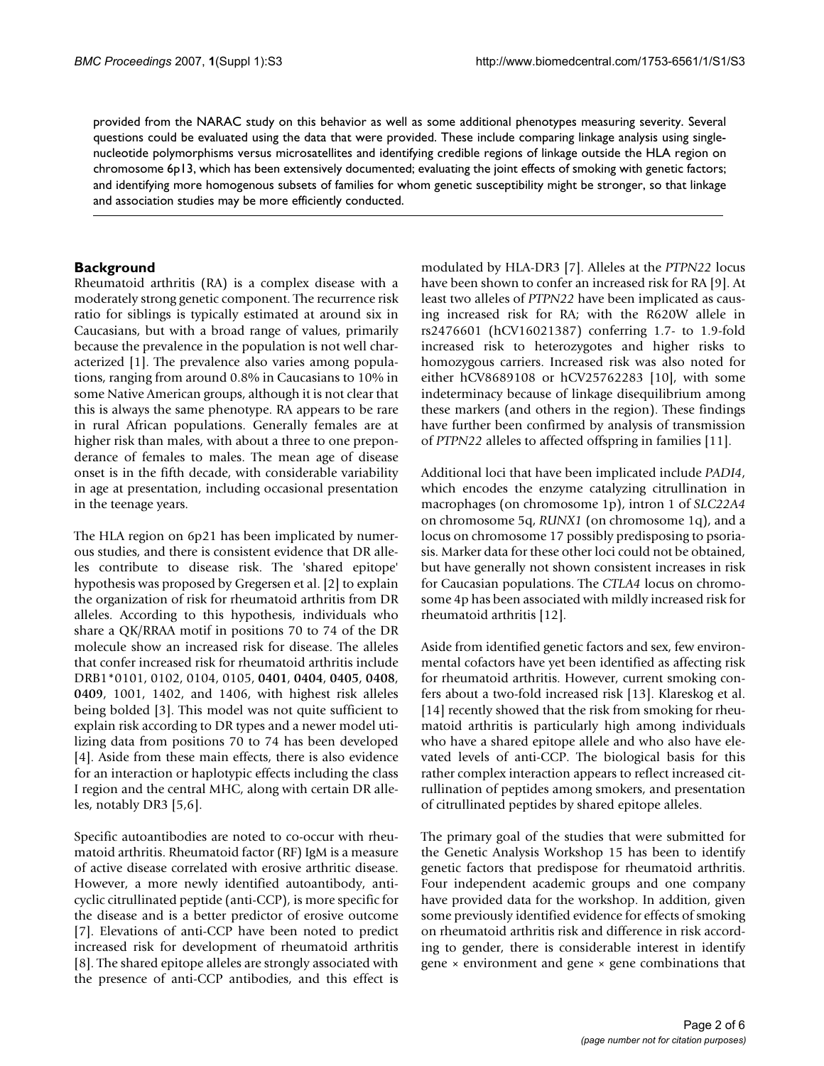provided from the NARAC study on this behavior as well as some additional phenotypes measuring severity. Several questions could be evaluated using the data that were provided. These include comparing linkage analysis using single-nucleotide polymorphisms versus microsatellites and identifying credible regions of linkage outside the HLA region on chromosome 6p13, which has been extensively documented; evaluating the joint effects of smoking with genetic factors; and identifying more homogenous subsets of families for whom genetic susceptibility might be stronger, so that linkage and association studies may be more efficiently conducted.

## Background

Rheumatoid arthritis (RA) is a complex disease with a moderately strong genetic component. The recurrence risk ratio for siblings is typically estimated at around six in Caucasians, but with a broad range of values, primarily because the prevalence in the population is not well characterized [1]. The prevalence also varies among populations, ranging from around 0.8% in Caucasians to 10% in some Native American groups, although it is not clear that this is always the same phenotype. RA appears to be rare in rural African populations. Generally females are at higher risk than males, with about a three to one preponderance of females to males. The mean age of disease onset is in the fifth decade, with considerable variability in age at presentation, including occasional presentation in the teenage years.

The HLA region on 6p21 has been implicated by numerous studies, and there is consistent evidence that DR alleles contribute to disease risk. The 'shared epitope' hypothesis was proposed by Gregersen et al. [2] to explain the organization of risk for rheumatoid arthritis from DR alleles. According to this hypothesis, individuals who share a QK/RRAA motif in positions 70 to 74 of the DR molecule show an increased risk for disease. The alleles that confer increased risk for rheumatoid arthritis include DRB1*0101, 0102, 0104, 0105, **0401**, **0404**, **0405**, **0408**, **0409**, 1001, 1402, and 1406, with highest risk alleles being bolded [3]. This model was not quite sufficient to explain risk according to DR types and a newer model utilizing data from positions 70 to 74 has been developed [4]. Aside from these main effects, there is also evidence for an interaction or haplotypic effects including the class I region and the central MHC, along with certain DR alleles, notably DR3 [5,6].

Specific autoantibodies are noted to co-occur with rheumatoid arthritis. Rheumatoid factor (RF) IgM is a measure of active disease correlated with erosive arthritic disease. However, a more newly identified autoantibody, anti-cyclic citrullinated peptide (anti-CCP), is more specific for the disease and is a better predictor of erosive outcome [7]. Elevations of anti-CCP have been noted to predict increased risk for development of rheumatoid arthritis [8]. The shared epitope alleles are strongly associated with the presence of anti-CCP antibodies, and this effect is modulated by HLA-DR3 [7]. Alleles at the *PTPN22* locus have been shown to confer an increased risk for RA [9]. At least two alleles of *PTPN22* have been implicated as causing increased risk for RA; with the R620W allele in rs2476601 (hCV16021387) conferring 1.7- to 1.9-fold increased risk to heterozygotes and higher risks to homozygous carriers. Increased risk was also noted for either hCV8689108 or hCV25762283 [10], with some indeterminacy because of linkage disequilibrium among these markers (and others in the region). These findings have further been confirmed by analysis of transmission of *PTPN22* alleles to affected offspring in families [11].

Additional loci that have been implicated include *PADI4*, which encodes the enzyme catalyzing citrullination in macrophages (on chromosome 1p), intron 1 of *SLC22A4* on chromosome 5q, *RUNX1* (on chromosome 1q), and a locus on chromosome 17 possibly predisposing to psoriasis. Marker data for these other loci could not be obtained, but have generally not shown consistent increases in risk for Caucasian populations. The *CTLA4* locus on chromosome 4p has been associated with mildly increased risk for rheumatoid arthritis [12].

Aside from identified genetic factors and sex, few environmental cofactors have yet been identified as affecting risk for rheumatoid arthritis. However, current smoking confers about a two-fold increased risk [13]. Klareskog et al. [14] recently showed that the risk from smoking for rheumatoid arthritis is particularly high among individuals who have a shared epitope allele and who also have elevated levels of anti-CCP. The biological basis for this rather complex interaction appears to reflect increased citrullination of peptides among smokers, and presentation of citrullinated peptides by shared epitope alleles.

The primary goal of the studies that were submitted for the Genetic Analysis Workshop 15 has been to identify genetic factors that predispose for rheumatoid arthritis. Four independent academic groups and one company have provided data for the workshop. In addition, given some previously identified evidence for effects of smoking on rheumatoid arthritis risk and difference in risk according to gender, there is considerable interest in identify gene × environment and gene × gene combinations that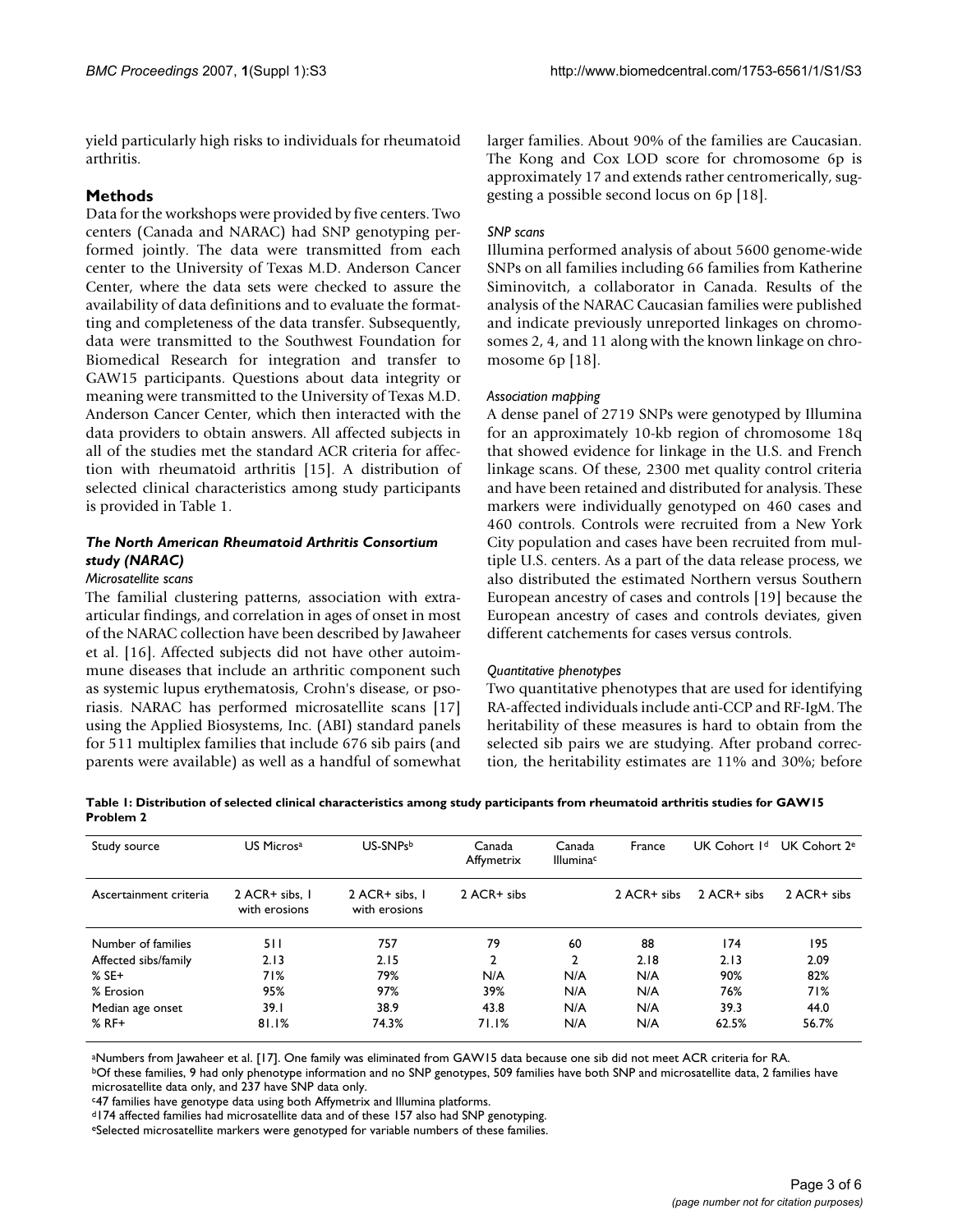yield particularly high risks to individuals for rheumatoid arthritis.

## Methods

Data for the workshops were provided by five centers. Two centers (Canada and NARAC) had SNP genotyping performed jointly. The data were transmitted from each center to the University of Texas M.D. Anderson Cancer Center, where the data sets were checked to assure the availability of data definitions and to evaluate the formatting and completeness of the data transfer. Subsequently, data were transmitted to the Southwest Foundation for Biomedical Research for integration and transfer to GAW15 participants. Questions about data integrity or meaning were transmitted to the University of Texas M.D. Anderson Cancer Center, which then interacted with the data providers to obtain answers. All affected subjects in all of the studies met the standard ACR criteria for affection with rheumatoid arthritis [15]. A distribution of selected clinical characteristics among study participants is provided in Table 1.

### The North American Rheumatoid Arthritis Consortium study (NARAC)

#### Microsatellite scans

The familial clustering patterns, association with extra-articular findings, and correlation in ages of onset in most of the NARAC collection have been described by Jawaheer et al. [16]. Affected subjects did not have other autoimmune diseases that include an arthritic component such as systemic lupus erythematosis, Crohn's disease, or psoriasis. NARAC has performed microsatellite scans [17] using the Applied Biosystems, Inc. (ABI) standard panels for 511 multiplex families that include 676 sib pairs (and parents were available) as well as a handful of somewhat larger families. About 90% of the families are Caucasian. The Kong and Cox LOD score for chromosome 6p is approximately 17 and extends rather centromerically, suggesting a possible second locus on 6p [18].

#### SNP scans

Illumina performed analysis of about 5600 genome-wide SNPs on all families including 66 families from Katherine Siminovitch, a collaborator in Canada. Results of the analysis of the NARAC Caucasian families were published and indicate previously unreported linkages on chromosomes 2, 4, and 11 along with the known linkage on chromosome 6p [18].

#### Association mapping

A dense panel of 2719 SNPs were genotyped by Illumina for an approximately 10-kb region of chromosome 18q that showed evidence for linkage in the U.S. and French linkage scans. Of these, 2300 met quality control criteria and have been retained and distributed for analysis. These markers were individually genotyped on 460 cases and 460 controls. Controls were recruited from a New York City population and cases have been recruited from multiple U.S. centers. As a part of the data release process, we also distributed the estimated Northern versus Southern European ancestry of cases and controls [19] because the European ancestry of cases and controls deviates, given different catchements for cases versus controls.

#### Quantitative phenotypes

Two quantitative phenotypes that are used for identifying RA-affected individuals include anti-CCP and RF-IgM. The heritability of these measures is hard to obtain from the selected sib pairs we are studying. After proband correction, the heritability estimates are 11% and 30%; before

**Table 1: Distribution of selected clinical characteristics among study participants from rheumatoid arthritis studies for GAW15 Problem 2**

| Study source | US Micros[a] | US-SNPs[b] | Canada Affymetrix | Canada Illumina[c] | France | UK Cohort 1[d] | UK Cohort 2[e] |
|---|---|---|---|---|---|---|---|
| Ascertainment criteria | 2 ACR+ sibs, 1 with erosions | 2 ACR+ sibs, 1 with erosions | 2 ACR+ sibs | | 2 ACR+ sibs | 2 ACR+ sibs | 2 ACR+ sibs |
| Number of families | 511 | 757 | 79 | 60 | 88 | 174 | 195 |
| Affected sibs/family | 2.13 | 2.15 | 2 | 2 | 2.18 | 2.13 | 2.09 |
| % SE+ | 71% | 79% | N/A | N/A | N/A | 90% | 82% |
| % Erosion | 95% | 97% | 39% | N/A | N/A | 76% | 71% |
| Median age onset | 39.1 | 38.9 | 43.8 | N/A | N/A | 39.3 | 44.0 |
| % RF+ | 81.1% | 74.3% | 71.1% | N/A | N/A | 62.5% | 56.7% |

[a]Numbers from Jawaheer et al. [17]. One family was eliminated from GAW15 data because one sib did not meet ACR criteria for RA.
[b]Of these families, 9 had only phenotype information and no SNP genotypes, 509 families have both SNP and microsatellite data, 2 families have microsatellite data only, and 237 have SNP data only.
[c]47 families have genotype data using both Affymetrix and Illumina platforms.
[d]174 affected families had microsatellite data and of these 157 also had SNP genotyping.
[e]Selected microsatellite markers were genotyped for variable numbers of these families.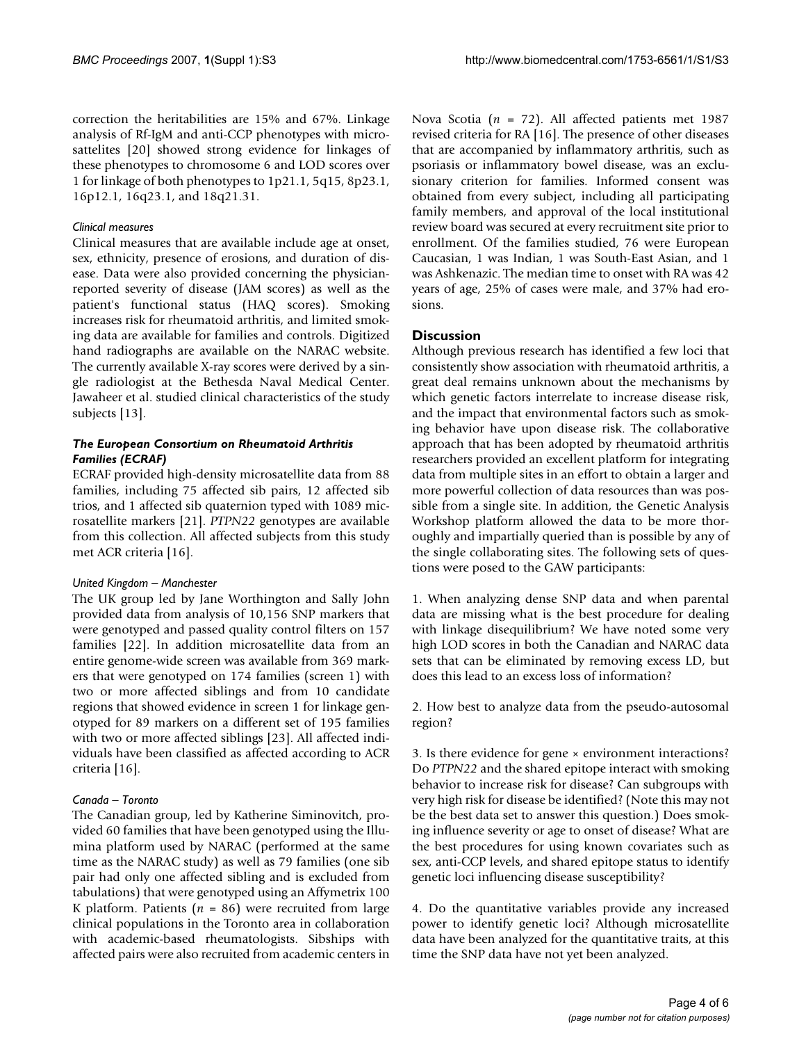correction the heritabilities are 15% and 67%. Linkage analysis of Rf-IgM and anti-CCP phenotypes with microsattelites [20] showed strong evidence for linkages of these phenotypes to chromosome 6 and LOD scores over 1 for linkage of both phenotypes to 1p21.1, 5q15, 8p23.1, 16p12.1, 16q23.1, and 18q21.31.

#### *Clinical measures*

Clinical measures that are available include age at onset, sex, ethnicity, presence of erosions, and duration of disease. Data were also provided concerning the physician-reported severity of disease (JAM scores) as well as the patient's functional status (HAQ scores). Smoking increases risk for rheumatoid arthritis, and limited smoking data are available for families and controls. Digitized hand radiographs are available on the NARAC website. The currently available X-ray scores were derived by a single radiologist at the Bethesda Naval Medical Center. Jawaheer et al. studied clinical characteristics of the study subjects [13].

### *The European Consortium on Rheumatoid Arthritis Families (ECRAF)*

ECRAF provided high-density microsatellite data from 88 families, including 75 affected sib pairs, 12 affected sib trios, and 1 affected sib quaternion typed with 1089 microsatellite markers [21]. *PTPN22* genotypes are available from this collection. All affected subjects from this study met ACR criteria [16].

#### *United Kingdom – Manchester*

The UK group led by Jane Worthington and Sally John provided data from analysis of 10,156 SNP markers that were genotyped and passed quality control filters on 157 families [22]. In addition microsatellite data from an entire genome-wide screen was available from 369 markers that were genotyped on 174 families (screen 1) with two or more affected siblings and from 10 candidate regions that showed evidence in screen 1 for linkage genotyped for 89 markers on a different set of 195 families with two or more affected siblings [23]. All affected individuals have been classified as affected according to ACR criteria [16].

#### *Canada – Toronto*

The Canadian group, led by Katherine Siminovitch, provided 60 families that have been genotyped using the Illumina platform used by NARAC (performed at the same time as the NARAC study) as well as 79 families (one sib pair had only one affected sibling and is excluded from tabulations) that were genotyped using an Affymetrix 100 K platform. Patients ($n$ = 86) were recruited from large clinical populations in the Toronto area in collaboration with academic-based rheumatologists. Sibships with affected pairs were also recruited from academic centers in Nova Scotia ($n$ = 72). All affected patients met 1987 revised criteria for RA [16]. The presence of other diseases that are accompanied by inflammatory arthritis, such as psoriasis or inflammatory bowel disease, was an exclusionary criterion for families. Informed consent was obtained from every subject, including all participating family members, and approval of the local institutional review board was secured at every recruitment site prior to enrollment. Of the families studied, 76 were European Caucasian, 1 was Indian, 1 was South-East Asian, and 1 was Ashkenazic. The median time to onset with RA was 42 years of age, 25% of cases were male, and 37% had erosions.

## Discussion

Although previous research has identified a few loci that consistently show association with rheumatoid arthritis, a great deal remains unknown about the mechanisms by which genetic factors interrelate to increase disease risk, and the impact that environmental factors such as smoking behavior have upon disease risk. The collaborative approach that has been adopted by rheumatoid arthritis researchers provided an excellent platform for integrating data from multiple sites in an effort to obtain a larger and more powerful collection of data resources than was possible from a single site. In addition, the Genetic Analysis Workshop platform allowed the data to be more thoroughly and impartially queried than is possible by any of the single collaborating sites. The following sets of questions were posed to the GAW participants:

1. When analyzing dense SNP data and when parental data are missing what is the best procedure for dealing with linkage disequilibrium? We have noted some very high LOD scores in both the Canadian and NARAC data sets that can be eliminated by removing excess LD, but does this lead to an excess loss of information?

2. How best to analyze data from the pseudo-autosomal region?

3. Is there evidence for gene × environment interactions? Do *PTPN22* and the shared epitope interact with smoking behavior to increase risk for disease? Can subgroups with very high risk for disease be identified? (Note this may not be the best data set to answer this question.) Does smoking influence severity or age to onset of disease? What are the best procedures for using known covariates such as sex, anti-CCP levels, and shared epitope status to identify genetic loci influencing disease susceptibility?

4. Do the quantitative variables provide any increased power to identify genetic loci? Although microsatellite data have been analyzed for the quantitative traits, at this time the SNP data have not yet been analyzed.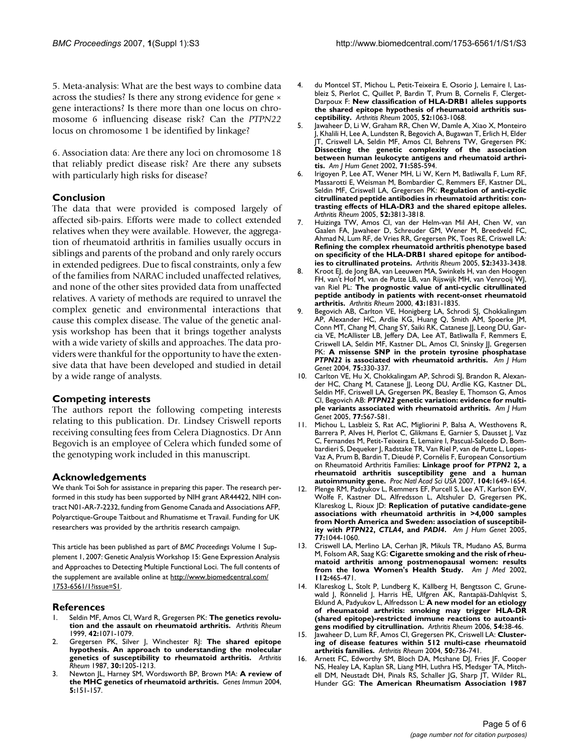5. Meta-analysis: What are the best ways to combine data across the studies? Is there any strong evidence for gene × gene interactions? Is there more than one locus on chromosome 6 influencing disease risk? Can the *PTPN22* locus on chromosome 1 be identified by linkage?

6. Association data: Are there any loci on chromosome 18 that reliably predict disease risk? Are there any subsets with particularly high risks for disease?

## Conclusion

The data that were provided is composed largely of affected sib-pairs. Efforts were made to collect extended relatives when they were available. However, the aggregation of rheumatoid arthritis in families usually occurs in siblings and parents of the proband and only rarely occurs in extended pedigrees. Due to fiscal constraints, only a few of the families from NARAC included unaffected relatives, and none of the other sites provided data from unaffected relatives. A variety of methods are required to unravel the complex genetic and environmental interactions that cause this complex disease. The value of the genetic analysis workshop has been that it brings together analysts with a wide variety of skills and approaches. The data providers were thankful for the opportunity to have the extensive data that have been developed and studied in detail by a wide range of analysts.

## Competing interests

The authors report the following competing interests relating to this publication. Dr. Lindsey Criswell reports receiving consulting fees from Celera Diagnostics. Dr Ann Begovich is an employee of Celera which funded some of the genotyping work included in this manuscript.

## Acknowledgements

We thank Toi Soh for assistance in preparing this paper. The research performed in this study has been supported by NIH grant AR44422, NIH contract N01-AR-7-2232, funding from Genome Canada and Associations AFP, Polyarctique-Groupe Taitbout and Rhumatisme et Travail. Funding for UK researchers was provided by the arthritis research campaign.

This article has been published as part of *BMC Proceedings* Volume 1 Supplement 1, 2007: Genetic Analysis Workshop 15: Gene Expression Analysis and Approaches to Detecting Multiple Functional Loci. The full contents of the supplement are available online at http://www.biomedcentral.com/1753-6561/1?issue=S1.

## References

1. Seldin MF, Amos CI, Ward R, Gregersen PK: **The genetics revolution and the assault on rheumatoid arthritis.** *Arthritis Rheum* 1999, **42:**1071-1079.
2. Gregersen PK, Silver J, Winchester RJ: **The shared epitope hypothesis. An approach to understanding the molecular genetics of susceptibility to rheumatoid arthritis.** *Arthritis Rheum* 1987, **30:**1205-1213.
3. Newton JL, Harney SM, Wordsworth BP, Brown MA: **A review of the MHC genetics of rheumatoid arthritis.** *Genes Immun* 2004, **5:**151-157.
4. du Montcel ST, Michou L, Petit-Teixeira E, Osorio J, Lemaire I, Lasbleiz S, Pierlot C, Quillet P, Bardin T, Prum B, Cornelis F, Clerget-Darpoux F: **New classification of HLA-DRB1 alleles supports the shared epitope hypothesis of rheumatoid arthritis susceptibility.** *Arthritis Rheum* 2005, **52:**1063-1068.
5. Jawaheer D, Li W, Graham RR, Chen W, Damle A, Xiao X, Monteiro J, Khalili H, Lee A, Lundsten R, Begovich A, Bugawan T, Erlich H, Elder JT, Criswell LA, Seldin MF, Amos CI, Behrens TW, Gregersen PK: **Dissecting the genetic complexity of the association between human leukocyte antigens and rheumatoid arthritis.** *Am J Hum Genet* 2002, **71:**585-594.
6. Irigoyen P, Lee AT, Wener MH, Li W, Kern M, Batliwalla F, Lum RF, Massarotti E, Weisman M, Bombardier C, Remmers EF, Kastner DL, Seldin MF, Criswell LA, Gregersen PK: **Regulation of anti-cyclic citrullinated peptide antibodies in rheumatoid arthritis: contrasting effects of HLA-DR3 and the shared epitope alleles.** *Arthritis Rheum* 2005, **52:**3813-3818.
7. Huizinga TW, Amos CI, van der Helm-van Mil AH, Chen W, van Gaalen FA, Jawaheer D, Schreuder GM, Wener M, Breedveld FC, Ahmad N, Lum RF, de Vries RR, Gregersen PK, Toes RE, Criswell LA: **Refining the complex rheumatoid arthritis phenotype based on specificity of the HLA-DRB1 shared epitope for antibodies to citrullinated proteins.** *Arthritis Rheum* 2005, **52:**3433-3438.
8. Kroot EJ, de Jong BA, van Leeuwen MA, Swinkels H, van den Hoogen FH, van't Hof M, van de Putte LB, van Rijswijk MH, van Venrooij WJ, van Riel PL: **The prognostic value of anti-cyclic citrullinated peptide antibody in patients with recent-onset rheumatoid arthritis.** *Arthritis Rheum* 2000, **43:**1831-1835.
9. Begovich AB, Carlton VE, Honigberg LA, Schrodi SJ, Chokkalingam AP, Alexander HC, Ardlie KG, Huang Q, Smith AM, Spoerke JM, Conn MT, Chang M, Chang SY, Saiki RK, Catanese JJ, Leong DU, Garcia VE, McAllister LB, Jeffery DA, Lee AT, Batliwalla F, Remmers E, Criswell LA, Seldin MF, Kastner DL, Amos CI, Sninsky JJ, Gregersen PK: **A missense SNP in the protein tyrosine phosphatase *PTPN22* is associated with rheumatoid arthritis.** *Am J Hum Genet* 2004, **75:**330-337.
10. Carlton VE, Hu X, Chokkalingam AP, Schrodi SJ, Brandon R, Alexander HC, Chang M, Catanese JJ, Leong DU, Ardlie KG, Kastner DL, Seldin MF, Criswell LA, Gregersen PK, Beasley E, Thomson G, Amos CI, Begovich AB: ***PTPN22* genetic variation: evidence for multiple variants associated with rheumatoid arthritis.** *Am J Hum Genet* 2005, **77:**567-581.
11. Michou L, Lasbleiz S, Rat AC, Migliorini P, Balsa A, Westhovens R, Barrera P, Alves H, Pierlot C, Glikmans E, Garnier S, Dausset J, Vaz C, Fernandes M, Petit-Teixeira E, Lemaire I, Pascual-Salcedo D, Bombardieri S, Dequeker J, Radstake TR, Van Riel P, van de Putte L, Lopes-Vaz A, Prum B, Bardin T, Dieudé P, Cornélis F, European Consortium on Rheumatoid Arthritis Families: **Linkage proof for *PTPN2* 2, a rheumatoid arthritis susceptibility gene and a human autoimmunity gene.** *Proc Natl Acad Sci USA* 2007, **104:**1649-1654.
12. Plenge RM, Padyukov L, Remmers EF, Purcell S, Lee AT, Karlson EW, Wolfe F, Kastner DL, Alfredsson L, Altshuler D, Gregersen PK, Klareskog L, Rioux JD: **Replication of putative candidate-gene associations with rheumatoid arthritis in >4,000 samples from North America and Sweden: association of susceptibility with *PTPN22*, *CTLA4*, and *PADI4*.** *Am J Hum Genet* 2005, **77:**1044-1060.
13. Criswell LA, Merlino LA, Cerhan JR, Mikuls TR, Mudano AS, Burma M, Folsom AR, Saag KG: **Cigarette smoking and the risk of rheumatoid arthritis among postmenopausal women: results from the Iowa Women's Health Study.** *Am J Med* 2002, **112:**465-471.
14. Klareskog L, Stolt P, Lundberg K, Källberg H, Bengtsson C, Grunewald J, Rönnelid J, Harris HE, Ulfgren AK, Rantapää-Dahlqvist S, Eklund A, Padyukov L, Alfredsson L: **A new model for an etiology of rheumatoid arthritis: smoking may trigger HLA-DR (shared epitope)-restricted immune reactions to autoantigens modified by citrullination.** *Arthritis Rheum* 2006, **54:**38-46.
15. Jawaheer D, Lum RF, Amos CI, Gregersen PK, Criswell LA: **Clustering of disease features within 512 multi-case rheumatoid arthritis families.** *Arthritis Rheum* 2004, **50:**736-741.
16. Arnett FC, Edworthy SM, Bloch DA, Mcshane DJ, Fries JF, Cooper NS, Healey LA, Kaplan SR, Liang MH, Luthra HS, Medsger TA, Mitchell DM, Neustadt DH, Pinals RS, Schaller JG, Sharp JT, Wilder RL, Hunder GG: **The American Rheumatism Association 1987**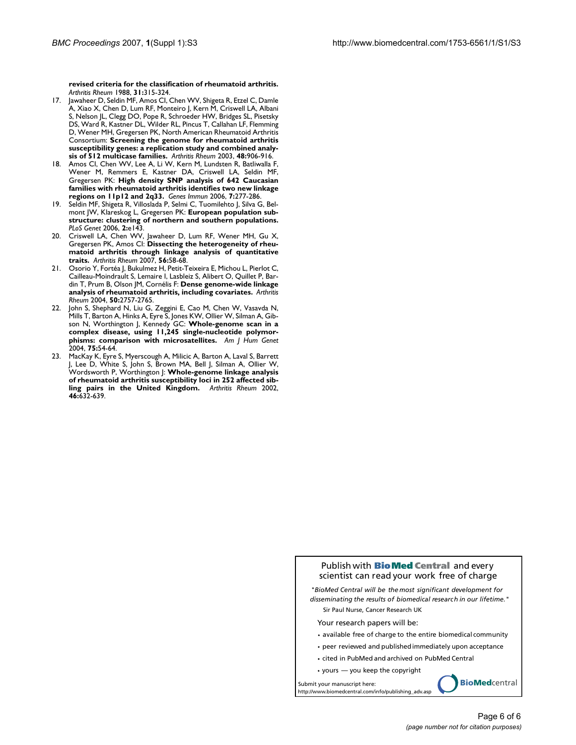**revised criteria for the classification of rheumatoid arthritis.** *Arthritis Rheum* 1988, **31:**315-324.

17. Jawaheer D, Seldin MF, Amos CI, Chen WV, Shigeta R, Etzel C, Damle A, Xiao X, Chen D, Lum RF, Monteiro J, Kern M, Criswell LA, Albani S, Nelson JL, Clegg DO, Pope R, Schroeder HW, Bridges SL, Pisetsky DS, Ward R, Kastner DL, Wilder RL, Pincus T, Callahan LF, Flemming D, Wener MH, Gregersen PK, North American Rheumatoid Arthritis Consortium: **Screening the genome for rheumatoid arthritis susceptibility genes: a replication study and combined analysis of 512 multicase families.** *Arthritis Rheum* 2003, **48:**906-916.
18. Amos CI, Chen WV, Lee A, Li W, Kern M, Lundsten R, Batliwalla F, Wener M, Remmers E, Kastner DA, Criswell LA, Seldin MF, Gregersen PK: **High density SNP analysis of 642 Caucasian families with rheumatoid arthritis identifies two new linkage regions on 11p12 and 2q33.** *Genes Immun* 2006, **7:**277-286.
19. Seldin MF, Shigeta R, Villoslada P, Selmi C, Tuomilehto J, Silva G, Belmont JW, Klareskog L, Gregersen PK: **European population substructure: clustering of northern and southern populations.** *PLoS Genet* 2006, **2:**e143.
20. Criswell LA, Chen WV, Jawaheer D, Lum RF, Wener MH, Gu X, Gregersen PK, Amos CI: **Dissecting the heterogeneity of rheumatoid arthritis through linkage analysis of quantitative traits.** *Arthritis Rheum* 2007, **56:**58-68.
21. Osorio Y, Fortéa J, Bukulmez H, Petit-Teixeira E, Michou L, Pierlot C, Cailleau-Moindrault S, Lemaire I, Lasbleiz S, Alibert O, Quillet P, Bardin T, Prum B, Olson JM, Cornélis F: **Dense genome-wide linkage analysis of rheumatoid arthritis, including covariates.** *Arthritis Rheum* 2004, **50:**2757-2765.
22. John S, Shephard N, Liu G, Zeggini E, Cao M, Chen W, Vasavda N, Mills T, Barton A, Hinks A, Eyre S, Jones KW, Ollier W, Silman A, Gibson N, Worthington J, Kennedy GC: **Whole-genome scan in a complex disease, using 11,245 single-nucleotide polymorphisms: comparison with microsatellites.** *Am J Hum Genet* 2004, **75:**54-64.
23. MacKay K, Eyre S, Myerscough A, Milicic A, Barton A, Laval S, Barrett J, Lee D, White S, John S, Brown MA, Bell J, Silman A, Ollier W, Wordsworth P, Worthington J: **Whole-genome linkage analysis of rheumatoid arthritis susceptibility loci in 252 affected sibling pairs in the United Kingdom.** *Arthritis Rheum* 2002, **46:**632-639.

Publish with **BioMed Central** and every scientist can read your work free of charge

*"BioMed Central will be the most significant development for disseminating the results of biomedical research in our lifetime."*
Sir Paul Nurse, Cancer Research UK

Your research papers will be:

- available free of charge to the entire biomedical community
- peer reviewed and published immediately upon acceptance
- cited in PubMed and archived on PubMed Central
- yours — you keep the copyright

Submit your manuscript here:
http://www.biomedcentral.com/info/publishing_adv.asp

BioMedcentral